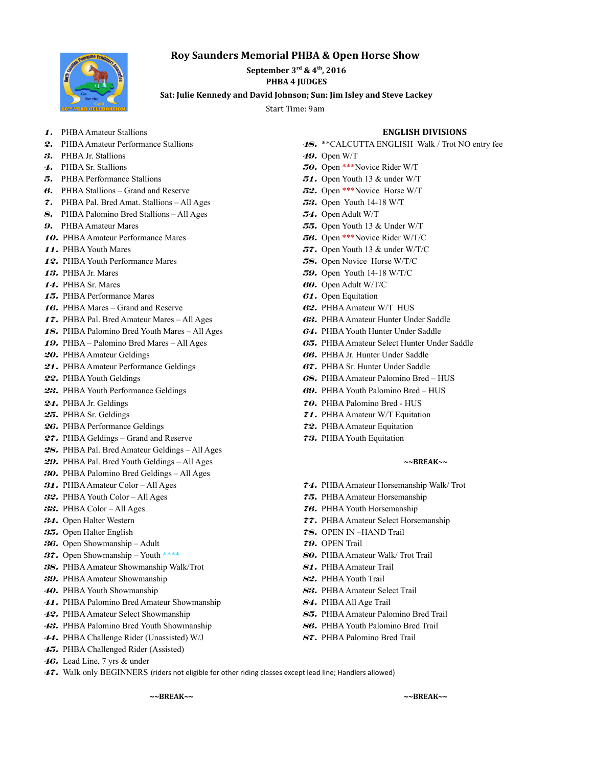# Roy Saunders Memorial PHBA & Open Horse Show

**September 3rd & 4th, 2016**

**PHBA 4 JUDGES**

**Sat: Julie Kennedy and David Johnson; Sun: Jim Isley and Steve Lackey**

Start Time: 9am

1. PHBA Amateur Stallions
2. PHBA Amateur Performance Stallions
3. PHBA Jr. Stallions
4. PHBA Sr. Stallions
5. PHBA Performance Stallions
6. PHBA Stallions – Grand and Reserve
7. PHBA Pal. Bred Amat. Stallions – All Ages
8. PHBA Palomino Bred Stallions – All Ages
9. PHBA Amateur Mares
10. PHBA Amateur Performance Mares
11. PHBA Youth Mares
12. PHBA Youth Performance Mares
13. PHBA Jr. Mares
14. PHBA Sr. Mares
15. PHBA Performance Mares
16. PHBA Mares – Grand and Reserve
17. PHBA Pal. Bred Amateur Mares – All Ages
18. PHBA Palomino Bred Youth Mares – All Ages
19. PHBA – Palomino Bred Mares – All Ages
20. PHBA Amateur Geldings
21. PHBA Amateur Performance Geldings
22. PHBA Youth Geldings
23. PHBA Youth Performance Geldings
24. PHBA Jr. Geldings
25. PHBA Sr. Geldings
26. PHBA Performance Geldings
27. PHBA Geldings – Grand and Reserve
28. PHBA Pal. Bred Amateur Geldings – All Ages
29. PHBA Pal. Bred Youth Geldings – All Ages
30. PHBA Palomino Bred Geldings – All Ages
31. PHBA Amateur Color – All Ages
32. PHBA Youth Color – All Ages
33. PHBA Color – All Ages
34. Open Halter Western
35. Open Halter English
36. Open Showmanship – Adult
37. Open Showmanship – Youth ****
38. PHBA Amateur Showmanship Walk/Trot
39. PHBA Amateur Showmanship
40. PHBA Youth Showmanship
41. PHBA Palomino Bred Amateur Showmanship
42. PHBA Amateur Select Showmanship
43. PHBA Palomino Bred Youth Showmanship
44. PHBA Challenge Rider (Unassisted) W/J
45. PHBA Challenged Rider (Assisted)
46. Lead Line, 7 yrs & under
47. Walk only BEGINNERS (riders not eligible for other riding classes except lead line; Handlers allowed)

**~~BREAK~~**

## ENGLISH DIVISIONS

48. **CALCUTTA ENGLISH Walk / Trot NO entry fee
49. Open W/T
50. Open ***Novice Rider W/T
51. Open Youth 13 & under W/T
52. Open ***Novice Horse W/T
53. Open Youth 14-18 W/T
54. Open Adult W/T
55. Open Youth 13 & Under W/T
56. Open ***Novice Rider W/T/C
57. Open Youth 13 & under W/T/C
58. Open Novice Horse W/T/C
59. Open Youth 14-18 W/T/C
60. Open Adult W/T/C
61. Open Equitation
62. PHBA Amateur W/T HUS
63. PHBA Amateur Hunter Under Saddle
64. PHBA Youth Hunter Under Saddle
65. PHBA Amateur Select Hunter Under Saddle
66. PHBA Jr. Hunter Under Saddle
67. PHBA Sr. Hunter Under Saddle
68. PHBA Amateur Palomino Bred – HUS
69. PHBA Youth Palomino Bred – HUS
70. PHBA Palomino Bred - HUS
71. PHBA Amateur W/T Equitation
72. PHBA Amateur Equitation
73. PHBA Youth Equitation

**~~BREAK~~**

74. PHBA Amateur Horsemanship Walk/ Trot
75. PHBA Amateur Horsemanship
76. PHBA Youth Horsemanship
77. PHBA Amateur Select Horsemanship
78. OPEN IN –HAND Trail
79. OPEN Trail
80. PHBA Amateur Walk/ Trot Trail
81. PHBA Amateur Trail
82. PHBA Youth Trail
83. PHBA Amateur Select Trail
84. PHBA All Age Trail
85. PHBA Amateur Palomino Bred Trail
86. PHBA Youth Palomino Bred Trail
87. PHBA Palomino Bred Trail

**~~BREAK~~**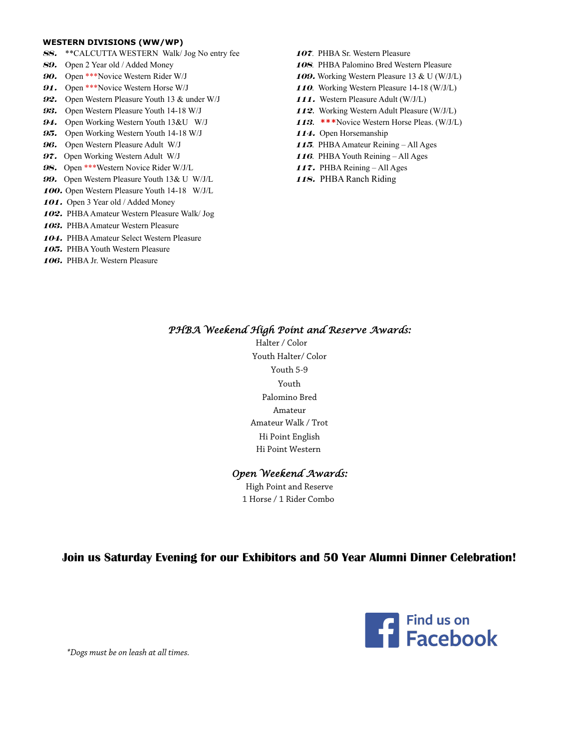## WESTERN DIVISIONS (WW/WP)

**88.** **CALCUTTA WESTERN Walk/ Jog No entry fee
**89.** Open 2 Year old / Added Money
**90.** Open ***Novice Western Rider W/J
**91.** Open ***Novice Western Horse W/J
**92.** Open Western Pleasure Youth 13 & under W/J
**93.** Open Western Pleasure Youth 14-18 W/J
**94.** Open Working Western Youth 13&U W/J
**95.** Open Working Western Youth 14-18 W/J
**96.** Open Western Pleasure Adult W/J
**97.** Open Working Western Adult W/J
**98.** Open ***Western Novice Rider W/J/L
**99.** Open Western Pleasure Youth 13& U W/J/L
**100.** Open Western Pleasure Youth 14-18 W/J/L
**101.** Open 3 Year old / Added Money
**102.** PHBA Amateur Western Pleasure Walk/ Jog
**103.** PHBA Amateur Western Pleasure
**104.** PHBA Amateur Select Western Pleasure
**105.** PHBA Youth Western Pleasure
**106.** PHBA Jr. Western Pleasure
**107.** PHBA Sr. Western Pleasure
**108.** PHBA Palomino Bred Western Pleasure
**109.** Working Western Pleasure 13 & U (W/J/L)
**110.** Working Western Pleasure 14-18 (W/J/L)
**111.** Western Pleasure Adult (W/J/L)
**112.** Working Western Adult Pleasure (W/J/L)
**113.** ***Novice Western Horse Pleas. (W/J/L)
**114.** Open Horsemanship
**115.** PHBA Amateur Reining – All Ages
**116.** PHBA Youth Reining – All Ages
**117.** PHBA Reining – All Ages
**118.** PHBA Ranch Riding

### *PHBA Weekend High Point and Reserve Awards:*

Halter / Color
Youth Halter/ Color
Youth 5-9
Youth
Palomino Bred
Amateur
Amateur Walk / Trot
Hi Point English
Hi Point Western

### *Open Weekend Awards:*

High Point and Reserve
1 Horse / 1 Rider Combo

**Join us Saturday Evening for our Exhibitors and 50 Year Alumni Dinner Celebration!**

Find us on Facebook

*\*Dogs must be on leash at all times.*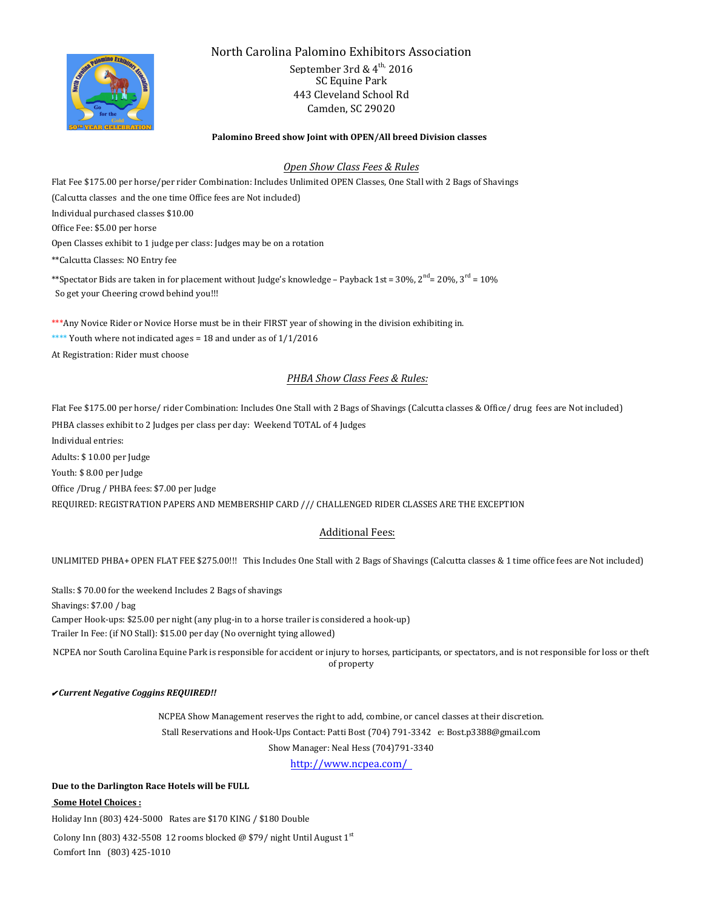# North Carolina Palomino Exhibitors Association

September 3rd & 4th, 2016
SC Equine Park
443 Cleveland School Rd
Camden, SC 29020

**Palomino Breed show Joint with OPEN/All breed Division classes**

## *Open Show Class Fees & Rules*

Flat Fee $175.00 per horse/per rider Combination: Includes Unlimited OPEN Classes, One Stall with 2 Bags of Shavings

(Calcutta classes and the one time Office fees are Not included)

Individual purchased classes $10.00

Office Fee: $5.00 per horse

Open Classes exhibit to 1 judge per class: Judges may be on a rotation

**Calcutta Classes: NO Entry fee

**Spectator Bids are taken in for placement without Judge's knowledge – Payback 1st = 30%, 2nd= 20%, 3rd = 10%
So get your Cheering crowd behind you!!!

***Any Novice Rider or Novice Horse must be in their FIRST year of showing in the division exhibiting in.

**** Youth where not indicated ages = 18 and under as of 1/1/2016

At Registration: Rider must choose

## *PHBA Show Class Fees & Rules:*

Flat Fee $175.00 per horse/ rider Combination: Includes One Stall with 2 Bags of Shavings (Calcutta classes & Office/ drug fees are Not included)

PHBA classes exhibit to 2 Judges per class per day: Weekend TOTAL of 4 Judges

Individual entries:

Adults: $ 10.00 per Judge

Youth: $ 8.00 per Judge

Office /Drug / PHBA fees: $7.00 per Judge

REQUIRED: REGISTRATION PAPERS AND MEMBERSHIP CARD /// CHALLENGED RIDER CLASSES ARE THE EXCEPTION

## Additional Fees:

UNLIMITED PHBA+ OPEN FLAT FEE $275.00!!! This Includes One Stall with 2 Bags of Shavings (Calcutta classes & 1 time office fees are Not included)

Stalls: $ 70.00 for the weekend Includes 2 Bags of shavings
Shavings: $7.00 / bag
Camper Hook-ups: $25.00 per night (any plug-in to a horse trailer is considered a hook-up)
Trailer In Fee: (if NO Stall): $15.00 per day (No overnight tying allowed)

NCPEA nor South Carolina Equine Park is responsible for accident or injury to horses, participants, or spectators, and is not responsible for loss or theft of property

***✔Current Negative Coggins REQUIRED!!***

NCPEA Show Management reserves the right to add, combine, or cancel classes at their discretion.

Stall Reservations and Hook-Ups Contact: Patti Bost (704) 791-3342 e: Bost.p3388@gmail.com

Show Manager: Neal Hess (704)791-3340

http://www.ncpea.com/

**Due to the Darlington Race Hotels will be FULL**

**Some Hotel Choices :**

Holiday Inn (803) 424-5000 Rates are $170 KING / $180 Double

Colony Inn (803) 432-5508 12 rooms blocked @ $79/ night Until August 1st

Comfort Inn (803) 425-1010